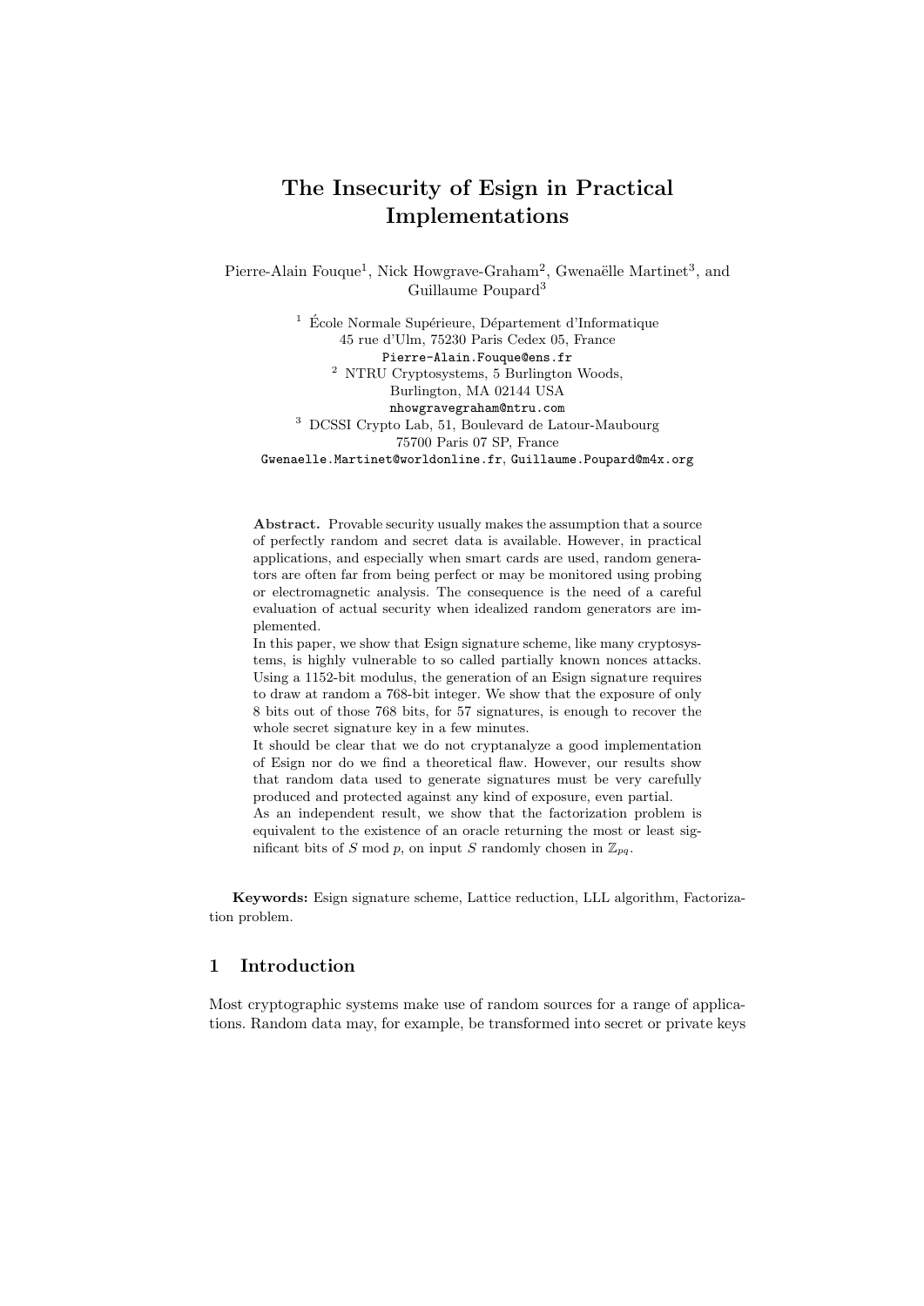# The Insecurity of Esign in Practical Implementations

Pierre-Alain Fouque[1], Nick Howgrave-Graham[2], Gwenaëlle Martinet[3], and Guillaume Poupard[3]

[1] École Normale Supérieure, Département d'Informatique
45 rue d'Ulm, 75230 Paris Cedex 05, France
Pierre-Alain.Fouque@ens.fr

[2] NTRU Cryptosystems, 5 Burlington Woods,
Burlington, MA 02144 USA
nhowgravegraham@ntru.com

[3] DCSSI Crypto Lab, 51, Boulevard de Latour-Maubourg
75700 Paris 07 SP, France
Gwenaelle.Martinet@worldonline.fr, Guillaume.Poupard@m4x.org

**Abstract.** Provable security usually makes the assumption that a source of perfectly random and secret data is available. However, in practical applications, and especially when smart cards are used, random generators are often far from being perfect or may be monitored using probing or electromagnetic analysis. The consequence is the need of a careful evaluation of actual security when idealized random generators are implemented.

In this paper, we show that Esign signature scheme, like many cryptosystems, is highly vulnerable to so called partially known nonces attacks. Using a 1152-bit modulus, the generation of an Esign signature requires to draw at random a 768-bit integer. We show that the exposure of only 8 bits out of those 768 bits, for 57 signatures, is enough to recover the whole secret signature key in a few minutes.

It should be clear that we do not cryptanalyze a good implementation of Esign nor do we find a theoretical flaw. However, our results show that random data used to generate signatures must be very carefully produced and protected against any kind of exposure, even partial.

As an independent result, we show that the factorization problem is equivalent to the existence of an oracle returning the most or least significant bits of $S \bmod p$, on input $S$ randomly chosen in $\mathbb{Z}_{pq}$.

**Keywords:** Esign signature scheme, Lattice reduction, LLL algorithm, Factorization problem.

## 1 Introduction

Most cryptographic systems make use of random sources for a range of applications. Random data may, for example, be transformed into secret or private keys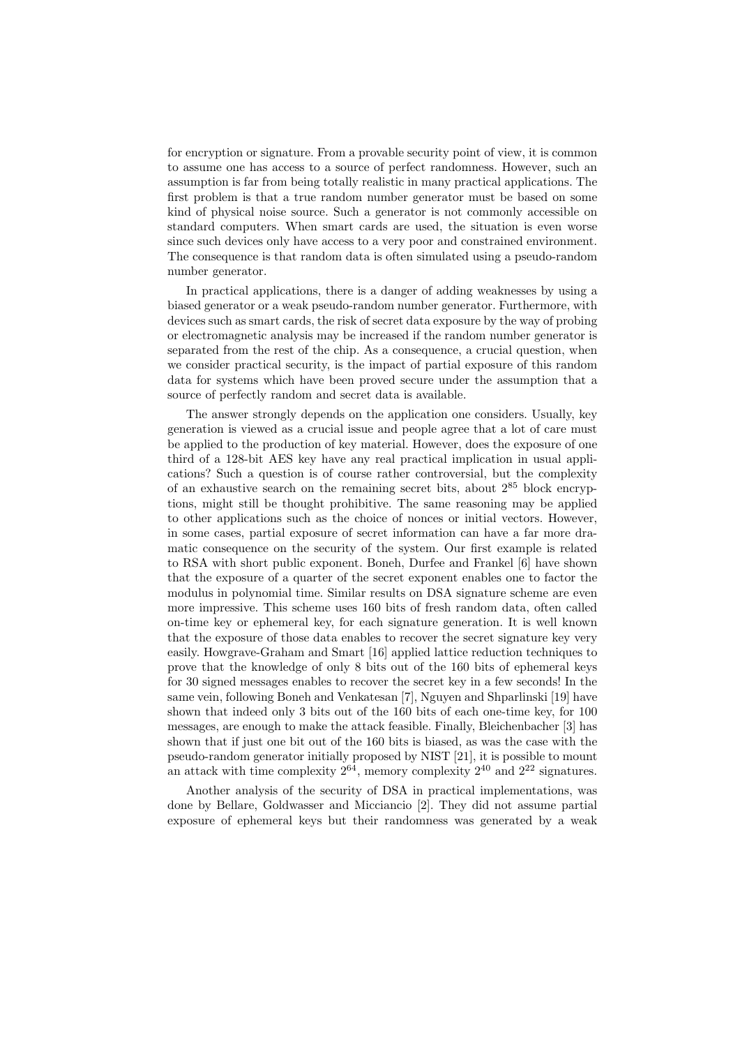for encryption or signature. From a provable security point of view, it is common to assume one has access to a source of perfect randomness. However, such an assumption is far from being totally realistic in many practical applications. The first problem is that a true random number generator must be based on some kind of physical noise source. Such a generator is not commonly accessible on standard computers. When smart cards are used, the situation is even worse since such devices only have access to a very poor and constrained environment. The consequence is that random data is often simulated using a pseudo-random number generator.

In practical applications, there is a danger of adding weaknesses by using a biased generator or a weak pseudo-random number generator. Furthermore, with devices such as smart cards, the risk of secret data exposure by the way of probing or electromagnetic analysis may be increased if the random number generator is separated from the rest of the chip. As a consequence, a crucial question, when we consider practical security, is the impact of partial exposure of this random data for systems which have been proved secure under the assumption that a source of perfectly random and secret data is available.

The answer strongly depends on the application one considers. Usually, key generation is viewed as a crucial issue and people agree that a lot of care must be applied to the production of key material. However, does the exposure of one third of a 128-bit AES key have any real practical implication in usual applications? Such a question is of course rather controversial, but the complexity of an exhaustive search on the remaining secret bits, about $2^{85}$ block encryptions, might still be thought prohibitive. The same reasoning may be applied to other applications such as the choice of nonces or initial vectors. However, in some cases, partial exposure of secret information can have a far more dramatic consequence on the security of the system. Our first example is related to RSA with short public exponent. Boneh, Durfee and Frankel [6] have shown that the exposure of a quarter of the secret exponent enables one to factor the modulus in polynomial time. Similar results on DSA signature scheme are even more impressive. This scheme uses 160 bits of fresh random data, often called on-time key or ephemeral key, for each signature generation. It is well known that the exposure of those data enables to recover the secret signature key very easily. Howgrave-Graham and Smart [16] applied lattice reduction techniques to prove that the knowledge of only 8 bits out of the 160 bits of ephemeral keys for 30 signed messages enables to recover the secret key in a few seconds! In the same vein, following Boneh and Venkatesan [7], Nguyen and Shparlinski [19] have shown that indeed only 3 bits out of the 160 bits of each one-time key, for 100 messages, are enough to make the attack feasible. Finally, Bleichenbacher [3] has shown that if just one bit out of the 160 bits is biased, as was the case with the pseudo-random generator initially proposed by NIST [21], it is possible to mount an attack with time complexity $2^{64}$, memory complexity $2^{40}$ and $2^{22}$ signatures.

Another analysis of the security of DSA in practical implementations, was done by Bellare, Goldwasser and Micciancio [2]. They did not assume partial exposure of ephemeral keys but their randomness was generated by a weak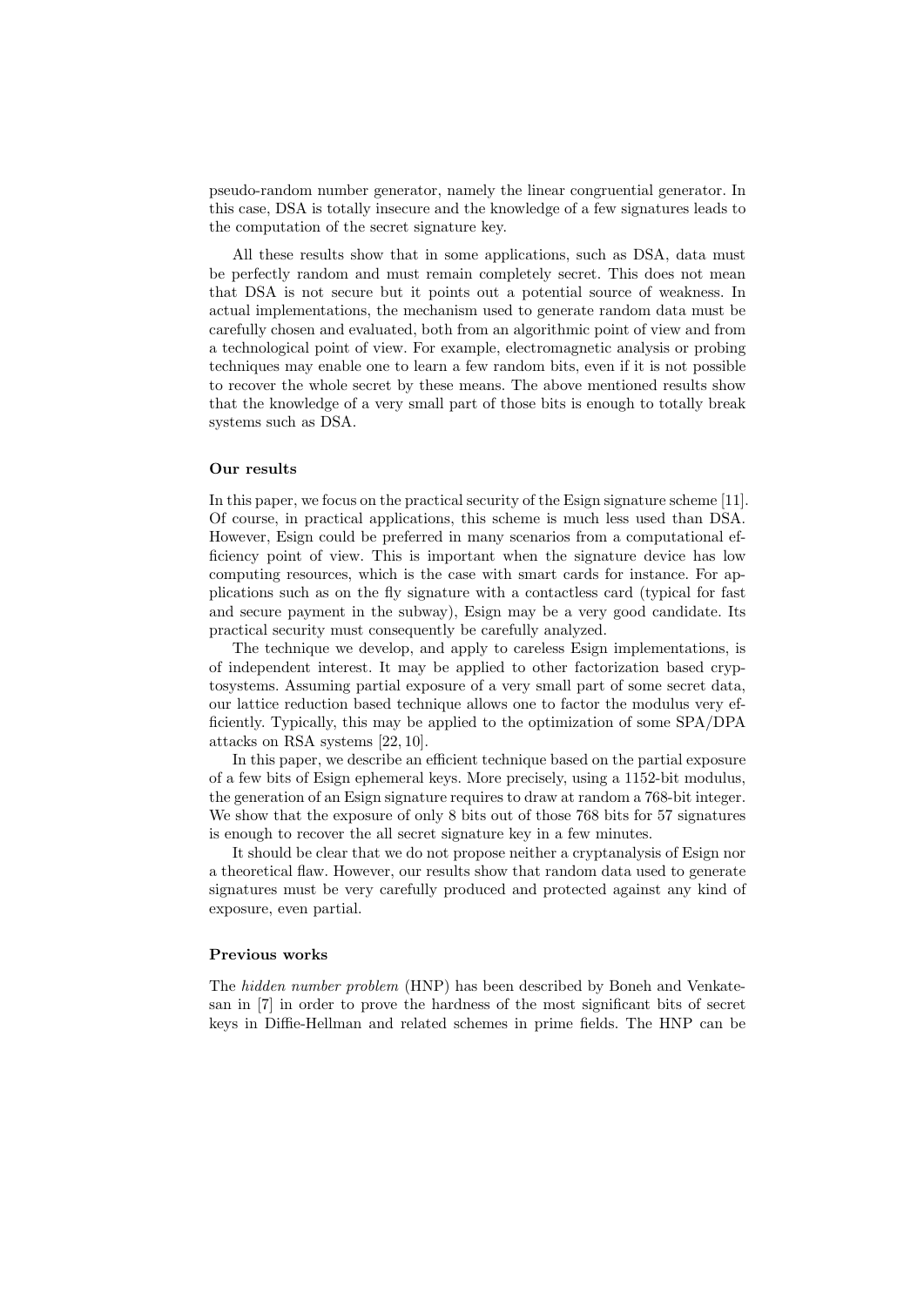pseudo-random number generator, namely the linear congruential generator. In this case, DSA is totally insecure and the knowledge of a few signatures leads to the computation of the secret signature key.

All these results show that in some applications, such as DSA, data must be perfectly random and must remain completely secret. This does not mean that DSA is not secure but it points out a potential source of weakness. In actual implementations, the mechanism used to generate random data must be carefully chosen and evaluated, both from an algorithmic point of view and from a technological point of view. For example, electromagnetic analysis or probing techniques may enable one to learn a few random bits, even if it is not possible to recover the whole secret by these means. The above mentioned results show that the knowledge of a very small part of those bits is enough to totally break systems such as DSA.

### Our results

In this paper, we focus on the practical security of the Esign signature scheme [11]. Of course, in practical applications, this scheme is much less used than DSA. However, Esign could be preferred in many scenarios from a computational efficiency point of view. This is important when the signature device has low computing resources, which is the case with smart cards for instance. For applications such as on the fly signature with a contactless card (typical for fast and secure payment in the subway), Esign may be a very good candidate. Its practical security must consequently be carefully analyzed.

The technique we develop, and apply to careless Esign implementations, is of independent interest. It may be applied to other factorization based cryptosystems. Assuming partial exposure of a very small part of some secret data, our lattice reduction based technique allows one to factor the modulus very efficiently. Typically, this may be applied to the optimization of some SPA/DPA attacks on RSA systems [22, 10].

In this paper, we describe an efficient technique based on the partial exposure of a few bits of Esign ephemeral keys. More precisely, using a 1152-bit modulus, the generation of an Esign signature requires to draw at random a 768-bit integer. We show that the exposure of only 8 bits out of those 768 bits for 57 signatures is enough to recover the all secret signature key in a few minutes.

It should be clear that we do not propose neither a cryptanalysis of Esign nor a theoretical flaw. However, our results show that random data used to generate signatures must be very carefully produced and protected against any kind of exposure, even partial.

### Previous works

The *hidden number problem* (HNP) has been described by Boneh and Venkatesan in [7] in order to prove the hardness of the most significant bits of secret keys in Diffie-Hellman and related schemes in prime fields. The HNP can be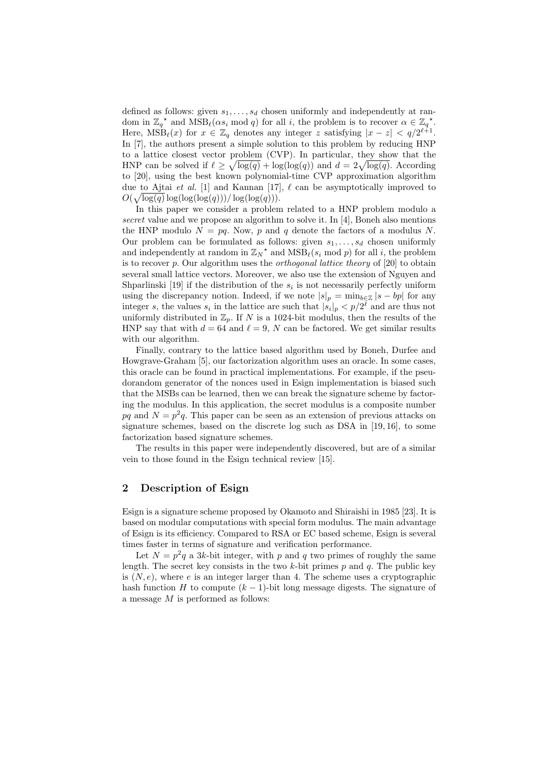defined as follows: given $s_1, \ldots, s_d$ chosen uniformly and independently at random in ${\mathbb{Z}_q}^\star$ and $\mathrm{MSB}_\ell(\alpha s_i \bmod q)$ for all $i$, the problem is to recover $\alpha \in {\mathbb{Z}_q}^\star$. Here, $\mathrm{MSB}_\ell(x)$ for $x \in \mathbb{Z}_q$ denotes any integer $z$ satisfying $|x - z| < q/2^{\ell+1}$. In [7], the authors present a simple solution to this problem by reducing HNP to a lattice closest vector problem (CVP). In particular, they show that the HNP can be solved if $\ell \geq \sqrt{\log(q)} + \log(\log(q))$ and $d = 2\sqrt{\log(q)}$. According to [20], using the best known polynomial-time CVP approximation algorithm due to Ajtai *et al.* [1] and Kannan [17], $\ell$ can be asymptotically improved to $O(\sqrt{\log(q)}\log(\log(\log(q)))/\log(\log(q)))$.

In this paper we consider a problem related to a HNP problem modulo a *secret* value and we propose an algorithm to solve it. In [4], Boneh also mentions the HNP modulo $N = pq$. Now, $p$ and $q$ denote the factors of a modulus $N$. Our problem can be formulated as follows: given $s_1, \ldots, s_d$ chosen uniformly and independently at random in ${\mathbb{Z}_N}^\star$ and $\mathrm{MSB}_\ell(s_i \bmod p)$ for all $i$, the problem is to recover $p$. Our algorithm uses the *orthogonal lattice theory* of [20] to obtain several small lattice vectors. Moreover, we also use the extension of Nguyen and Shparlinski [19] if the distribution of the $s_i$ is not necessarily perfectly uniform using the discrepancy notion. Indeed, if we note $|s|_p = \min_{b \in \mathbb{Z}} |s - bp|$ for any integer $s$, the values $s_i$ in the lattice are such that $|s_i|_p < p/2^\ell$ and are thus not uniformly distributed in $\mathbb{Z}_p$. If $N$ is a 1024-bit modulus, then the results of the HNP say that with $d = 64$ and $\ell = 9$, $N$ can be factored. We get similar results with our algorithm.

Finally, contrary to the lattice based algorithm used by Boneh, Durfee and Howgrave-Graham [5], our factorization algorithm uses an oracle. In some cases, this oracle can be found in practical implementations. For example, if the pseudorandom generator of the nonces used in Esign implementation is biased such that the MSBs can be learned, then we can break the signature scheme by factoring the modulus. In this application, the secret modulus is a composite number $pq$ and $N = p^2 q$. This paper can be seen as an extension of previous attacks on signature schemes, based on the discrete log such as DSA in [19, 16], to some factorization based signature schemes.

The results in this paper were independently discovered, but are of a similar vein to those found in the Esign technical review [15].

## 2 Description of Esign

Esign is a signature scheme proposed by Okamoto and Shiraishi in 1985 [23]. It is based on modular computations with special form modulus. The main advantage of Esign is its efficiency. Compared to RSA or EC based scheme, Esign is several times faster in terms of signature and verification performance.

Let $N = p^2 q$ a $3k$-bit integer, with $p$ and $q$ two primes of roughly the same length. The secret key consists in the two $k$-bit primes $p$ and $q$. The public key is $(N, e)$, where $e$ is an integer larger than 4. The scheme uses a cryptographic hash function $H$ to compute $(k-1)$-bit long message digests. The signature of a message $M$ is performed as follows: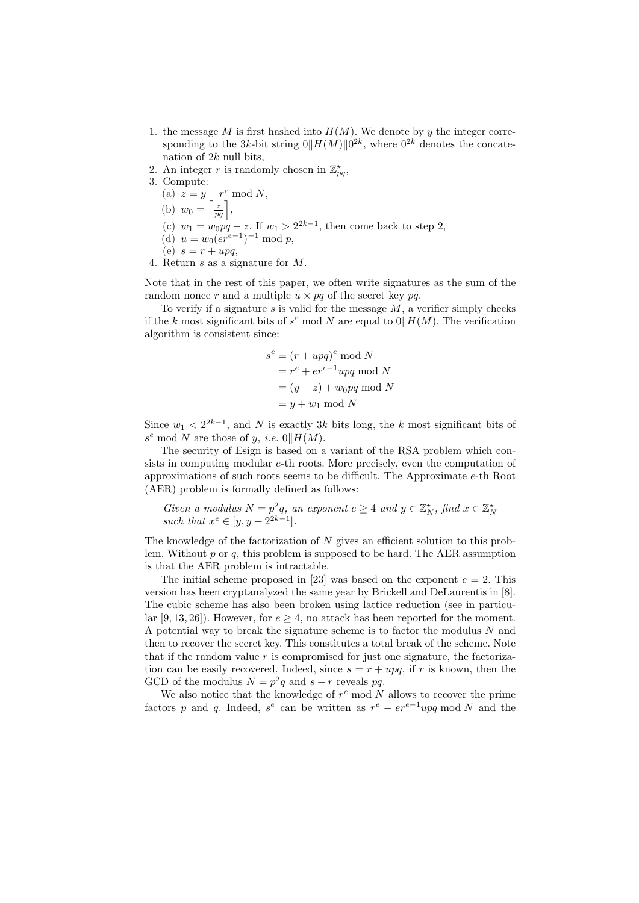1. the message $M$ is first hashed into $H(M)$. We denote by $y$ the integer corresponding to the $3k$-bit string $0\|H(M)\|0^{2k}$, where $0^{2k}$ denotes the concatenation of $2k$ null bits,
2. An integer $r$ is randomly chosen in $\mathbb{Z}^{\star}_{pq}$,
3. Compute:
   (a) $z = y - r^e \bmod N$,
   (b) $w_0 = \left\lceil \frac{z}{pq} \right\rceil$,
   (c) $w_1 = w_0 pq - z$. If $w_1 > 2^{2k-1}$, then come back to step 2,
   (d) $u = w_0 (er^{e-1})^{-1} \bmod p$,
   (e) $s = r + upq$,
4. Return $s$ as a signature for $M$.

Note that in the rest of this paper, we often write signatures as the sum of the random nonce $r$ and a multiple $u \times pq$ of the secret key $pq$.

To verify if a signature $s$ is valid for the message $M$, a verifier simply checks if the $k$ most significant bits of $s^e \bmod N$ are equal to $0\|H(M)$. The verification algorithm is consistent since:

$$
\begin{aligned}
s^e &= (r + upq)^e \bmod N \\
&= r^e + er^{e-1}upq \bmod N \\
&= (y - z) + w_0 pq \bmod N \\
&= y + w_1 \bmod N
\end{aligned}
$$

Since $w_1 < 2^{2k-1}$, and $N$ is exactly $3k$ bits long, the $k$ most significant bits of $s^e \bmod N$ are those of $y$, *i.e.* $0\|H(M)$.

The security of Esign is based on a variant of the RSA problem which consists in computing modular $e$-th roots. More precisely, even the computation of approximations of such roots seems to be difficult. The Approximate $e$-th Root (AER) problem is formally defined as follows:

*Given a modulus $N = p^2 q$, an exponent $e \geq 4$ and $y \in \mathbb{Z}^{\star}_N$, find $x \in \mathbb{Z}^{\star}_N$ such that $x^e \in [y, y + 2^{2k-1}]$.*

The knowledge of the factorization of $N$ gives an efficient solution to this problem. Without $p$ or $q$, this problem is supposed to be hard. The AER assumption is that the AER problem is intractable.

The initial scheme proposed in [23] was based on the exponent $e = 2$. This version has been cryptanalyzed the same year by Brickell and DeLaurentis in [8]. The cubic scheme has also been broken using lattice reduction (see in particular [9, 13, 26]). However, for $e \geq 4$, no attack has been reported for the moment. A potential way to break the signature scheme is to factor the modulus $N$ and then to recover the secret key. This constitutes a total break of the scheme. Note that if the random value $r$ is compromised for just one signature, the factorization can be easily recovered. Indeed, since $s = r + upq$, if $r$ is known, then the GCD of the modulus $N = p^2 q$ and $s - r$ reveals $pq$.

We also notice that the knowledge of $r^e \bmod N$ allows to recover the prime factors $p$ and $q$. Indeed, $s^e$ can be written as $r^e - er^{e-1}upq \bmod N$ and the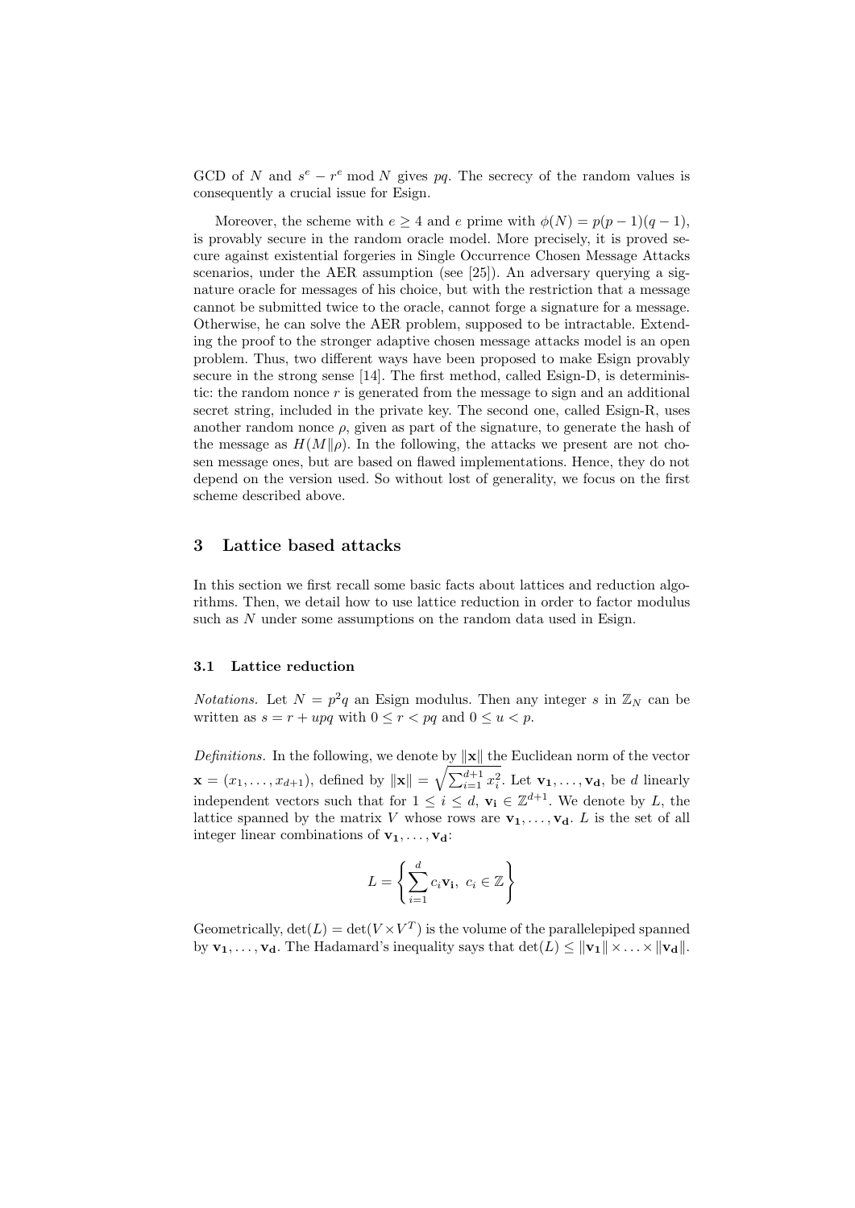GCD of $N$ and $s^e - r^e \bmod N$ gives $pq$. The secrecy of the random values is consequently a crucial issue for Esign.

Moreover, the scheme with $e \geq 4$ and $e$ prime with $\phi(N) = p(p-1)(q-1)$, is provably secure in the random oracle model. More precisely, it is proved secure against existential forgeries in Single Occurrence Chosen Message Attacks scenarios, under the AER assumption (see [25]). An adversary querying a signature oracle for messages of his choice, but with the restriction that a message cannot be submitted twice to the oracle, cannot forge a signature for a message. Otherwise, he can solve the AER problem, supposed to be intractable. Extending the proof to the stronger adaptive chosen message attacks model is an open problem. Thus, two different ways have been proposed to make Esign provably secure in the strong sense [14]. The first method, called Esign-D, is deterministic: the random nonce $r$ is generated from the message to sign and an additional secret string, included in the private key. The second one, called Esign-R, uses another random nonce $\rho$, given as part of the signature, to generate the hash of the message as $H(M\|\rho)$. In the following, the attacks we present are not chosen message ones, but are based on flawed implementations. Hence, they do not depend on the version used. So without lost of generality, we focus on the first scheme described above.

## 3 Lattice based attacks

In this section we first recall some basic facts about lattices and reduction algorithms. Then, we detail how to use lattice reduction in order to factor modulus such as $N$ under some assumptions on the random data used in Esign.

### 3.1 Lattice reduction

*Notations.* Let $N = p^2q$ an Esign modulus. Then any integer $s$ in $\mathbb{Z}_N$ can be written as $s = r + upq$ with $0 \leq r < pq$ and $0 \leq u < p$.

*Definitions.* In the following, we denote by $\|\mathbf{x}\|$ the Euclidean norm of the vector $\mathbf{x} = (x_1, \ldots, x_{d+1})$, defined by $\|\mathbf{x}\| = \sqrt{\sum_{i=1}^{d+1} x_i^2}$. Let $\mathbf{v_1}, \ldots, \mathbf{v_d}$, be $d$ linearly independent vectors such that for $1 \leq i \leq d$, $\mathbf{v_i} \in \mathbb{Z}^{d+1}$. We denote by $L$, the lattice spanned by the matrix $V$ whose rows are $\mathbf{v_1}, \ldots, \mathbf{v_d}$. $L$ is the set of all integer linear combinations of $\mathbf{v_1}, \ldots, \mathbf{v_d}$:

$$L = \left\{ \sum_{i=1}^{d} c_i \mathbf{v_i},\ c_i \in \mathbb{Z} \right\}$$

Geometrically, $\det(L) = \det(V \times V^T)$ is the volume of the parallelepiped spanned by $\mathbf{v_1}, \ldots, \mathbf{v_d}$. The Hadamard's inequality says that $\det(L) \leq \|\mathbf{v_1}\| \times \ldots \times \|\mathbf{v_d}\|$.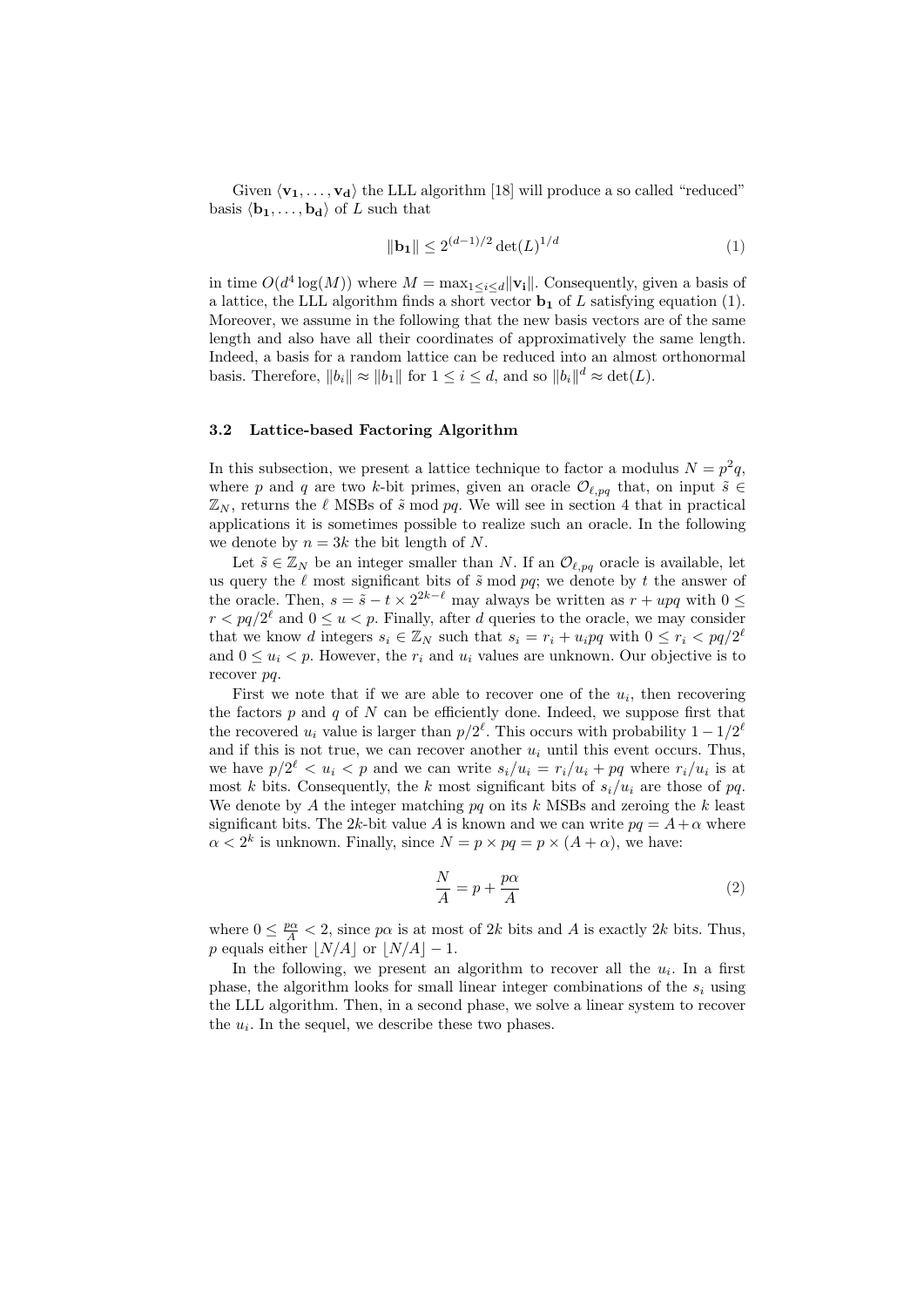Given $\langle \mathbf{v_1}, \ldots, \mathbf{v_d} \rangle$ the LLL algorithm [18] will produce a so called "reduced" basis $\langle \mathbf{b_1}, \ldots, \mathbf{b_d} \rangle$ of $L$ such that

$$\|\mathbf{b_1}\| \leq 2^{(d-1)/2} \det(L)^{1/d} \tag{1}$$

in time $O(d^4 \log(M))$ where $M = \max_{1 \leq i \leq d} \|\mathbf{v_i}\|$. Consequently, given a basis of a lattice, the LLL algorithm finds a short vector $\mathbf{b_1}$ of $L$ satisfying equation (1). Moreover, we assume in the following that the new basis vectors are of the same length and also have all their coordinates of approximatively the same length. Indeed, a basis for a random lattice can be reduced into an almost orthonormal basis. Therefore, $\|b_i\| \approx \|b_1\|$ for $1 \leq i \leq d$, and so $\|b_i\|^d \approx \det(L)$.

### 3.2 Lattice-based Factoring Algorithm

In this subsection, we present a lattice technique to factor a modulus $N = p^2 q$, where $p$ and $q$ are two $k$-bit primes, given an oracle $\mathcal{O}_{\ell,pq}$ that, on input $\tilde{s} \in \mathbb{Z}_N$, returns the $\ell$ MSBs of $\tilde{s} \bmod pq$. We will see in section 4 that in practical applications it is sometimes possible to realize such an oracle. In the following we denote by $n = 3k$ the bit length of $N$.

Let $\tilde{s} \in \mathbb{Z}_N$ be an integer smaller than $N$. If an $\mathcal{O}_{\ell,pq}$ oracle is available, let us query the $\ell$ most significant bits of $\tilde{s} \bmod pq$; we denote by $t$ the answer of the oracle. Then, $s = \tilde{s} - t \times 2^{2k-\ell}$ may always be written as $r + upq$ with $0 \leq r < pq/2^\ell$ and $0 \leq u < p$. Finally, after $d$ queries to the oracle, we may consider that we know $d$ integers $s_i \in \mathbb{Z}_N$ such that $s_i = r_i + u_i pq$ with $0 \leq r_i < pq/2^\ell$ and $0 \leq u_i < p$. However, the $r_i$ and $u_i$ values are unknown. Our objective is to recover $pq$.

First we note that if we are able to recover one of the $u_i$, then recovering the factors $p$ and $q$ of $N$ can be efficiently done. Indeed, we suppose first that the recovered $u_i$ value is larger than $p/2^\ell$. This occurs with probability $1 - 1/2^\ell$ and if this is not true, we can recover another $u_i$ until this event occurs. Thus, we have $p/2^\ell < u_i < p$ and we can write $s_i/u_i = r_i/u_i + pq$ where $r_i/u_i$ is at most $k$ bits. Consequently, the $k$ most significant bits of $s_i/u_i$ are those of $pq$. We denote by $A$ the integer matching $pq$ on its $k$ MSBs and zeroing the $k$ least significant bits. The $2k$-bit value $A$ is known and we can write $pq = A + \alpha$ where $\alpha < 2^k$ is unknown. Finally, since $N = p \times pq = p \times (A + \alpha)$, we have:

$$\frac{N}{A} = p + \frac{p\alpha}{A} \tag{2}$$

where $0 \leq \frac{p\alpha}{A} < 2$, since $p\alpha$ is at most of $2k$ bits and $A$ is exactly $2k$ bits. Thus, $p$ equals either $\lfloor N/A \rfloor$ or $\lfloor N/A \rfloor - 1$.

In the following, we present an algorithm to recover all the $u_i$. In a first phase, the algorithm looks for small linear integer combinations of the $s_i$ using the LLL algorithm. Then, in a second phase, we solve a linear system to recover the $u_i$. In the sequel, we describe these two phases.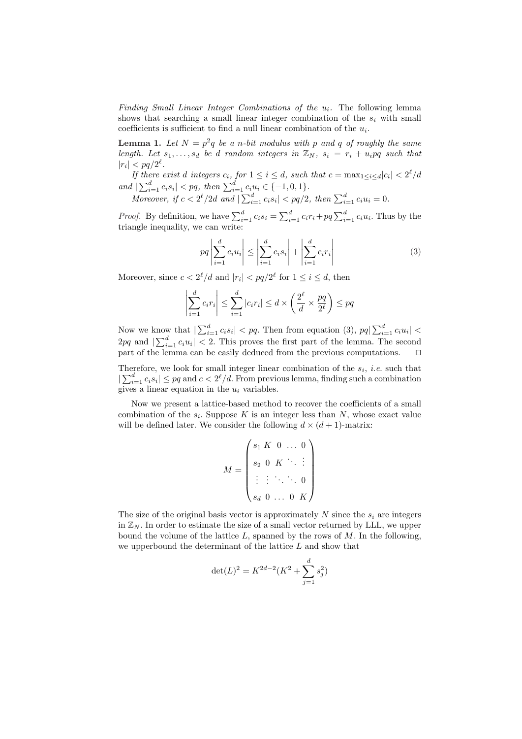*Finding Small Linear Integer Combinations of the $u_i$.* The following lemma shows that searching a small linear integer combination of the $s_i$ with small coefficients is sufficient to find a null linear combination of the $u_i$.

**Lemma 1.** *Let $N = p^2 q$ be a n-bit modulus with $p$ and $q$ of roughly the same length. Let $s_1, \ldots, s_d$ be $d$ random integers in $\mathbb{Z}_N$, $s_i = r_i + u_i pq$ such that $|r_i| < pq/2^\ell$.*

*If there exist $d$ integers $c_i$, for $1 \le i \le d$, such that $c = \max_{1 \le i \le d} |c_i| < 2^\ell/d$ and $|\sum_{i=1}^d c_i s_i| < pq$, then $\sum_{i=1}^d c_i u_i \in \{-1, 0, 1\}$.*

*Moreover, if $c < 2^\ell/2d$ and $|\sum_{i=1}^d c_i s_i| < pq/2$, then $\sum_{i=1}^d c_i u_i = 0$.*

*Proof.* By definition, we have $\sum_{i=1}^d c_i s_i = \sum_{i=1}^d c_i r_i + pq \sum_{i=1}^d c_i u_i$. Thus by the triangle inequality, we can write:

$$pq \left| \sum_{i=1}^d c_i u_i \right| \le \left| \sum_{i=1}^d c_i s_i \right| + \left| \sum_{i=1}^d c_i r_i \right| \tag{3}$$

Moreover, since $c < 2^\ell/d$ and $|r_i| < pq/2^\ell$ for $1 \le i \le d$, then

$$\left| \sum_{i=1}^d c_i r_i \right| \le \sum_{i=1}^d |c_i r_i| \le d \times \left( \frac{2^\ell}{d} \times \frac{pq}{2^\ell} \right) \le pq$$

Now we know that $|\sum_{i=1}^d c_i s_i| < pq$. Then from equation (3), $pq|\sum_{i=1}^d c_i u_i| < 2pq$ and $|\sum_{i=1}^d c_i u_i| < 2$. This proves the first part of the lemma. The second part of the lemma can be easily deduced from the previous computations. ◻

Therefore, we look for small integer linear combination of the $s_i$, *i.e.* such that $|\sum_{i=1}^d c_i s_i| \le pq$ and $c < 2^\ell/d$. From previous lemma, finding such a combination gives a linear equation in the $u_i$ variables.

Now we present a lattice-based method to recover the coefficients of a small combination of the $s_i$. Suppose $K$ is an integer less than $N$, whose exact value will be defined later. We consider the following $d \times (d+1)$-matrix:

$$M = \begin{pmatrix} s_1 & K & 0 & \ldots & 0 \\ s_2 & 0 & K & \ddots & \vdots \\ \vdots & \vdots & \ddots & \ddots & 0 \\ s_d & 0 & \ldots & 0 & K \end{pmatrix}$$

The size of the original basis vector is approximately $N$ since the $s_i$ are integers in $\mathbb{Z}_N$. In order to estimate the size of a small vector returned by LLL, we upper bound the volume of the lattice $L$, spanned by the rows of $M$. In the following, we upperbound the determinant of the lattice $L$ and show that

$$\det(L)^2 = K^{2d-2}(K^2 + \sum_{j=1}^d s_j^2)$$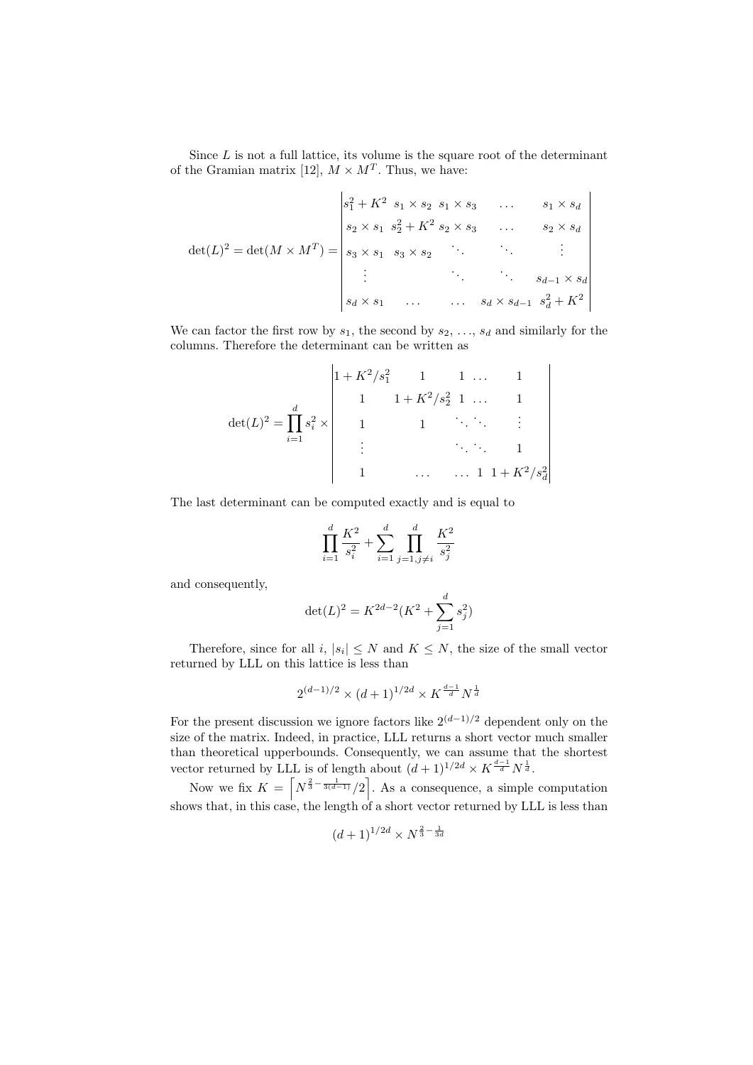Since $L$ is not a full lattice, its volume is the square root of the determinant of the Gramian matrix [12], $M \times M^T$. Thus, we have:

$$
\det(L)^2 = \det(M \times M^T) = \begin{vmatrix} s_1^2 + K^2 & s_1 \times s_2 & s_1 \times s_3 & \dots & s_1 \times s_d \\ s_2 \times s_1 & s_2^2 + K^2 & s_2 \times s_3 & \dots & s_2 \times s_d \\ s_3 \times s_1 & s_3 \times s_2 & \ddots & \ddots & \vdots \\ \vdots & & \ddots & \ddots & s_{d-1} \times s_d \\ s_d \times s_1 & \dots & \dots & s_d \times s_{d-1} & s_d^2 + K^2 \end{vmatrix}
$$

We can factor the first row by $s_1$, the second by $s_2$, ..., $s_d$ and similarly for the columns. Therefore the determinant can be written as

$$
\det(L)^2 = \prod_{i=1}^{d} s_i^2 \times \begin{vmatrix} 1 + K^2/s_1^2 & 1 & 1 & \dots & 1 \\ 1 & 1 + K^2/s_2^2 & 1 & \dots & 1 \\ 1 & 1 & \ddots & \ddots & \vdots \\ \vdots & & \ddots & \ddots & 1 \\ 1 & \dots & \dots & 1 & 1 + K^2/s_d^2 \end{vmatrix}
$$

The last determinant can be computed exactly and is equal to

$$
\prod_{i=1}^{d} \frac{K^2}{s_i^2} + \sum_{i=1}^{d} \prod_{j=1, j \neq i}^{d} \frac{K^2}{s_j^2}
$$

and consequently,

$$
\det(L)^2 = K^{2d-2}(K^2 + \sum_{j=1}^{d} s_j^2)
$$

Therefore, since for all $i$, $|s_i| \leq N$ and $K \leq N$, the size of the small vector returned by LLL on this lattice is less than

$$
2^{(d-1)/2} \times (d+1)^{1/2d} \times K^{\frac{d-1}{d}} N^{\frac{1}{d}}
$$

For the present discussion we ignore factors like $2^{(d-1)/2}$ dependent only on the size of the matrix. Indeed, in practice, LLL returns a short vector much smaller than theoretical upperbounds. Consequently, we can assume that the shortest vector returned by LLL is of length about $(d+1)^{1/2d} \times K^{\frac{d-1}{d}} N^{\frac{1}{d}}$.

Now we fix $K = \left\lceil N^{\frac{2}{3} - \frac{1}{3(d-1)}}/2 \right\rceil$. As a consequence, a simple computation shows that, in this case, the length of a short vector returned by LLL is less than

$$
(d+1)^{1/2d} \times N^{\frac{2}{3} - \frac{1}{3d}}
$$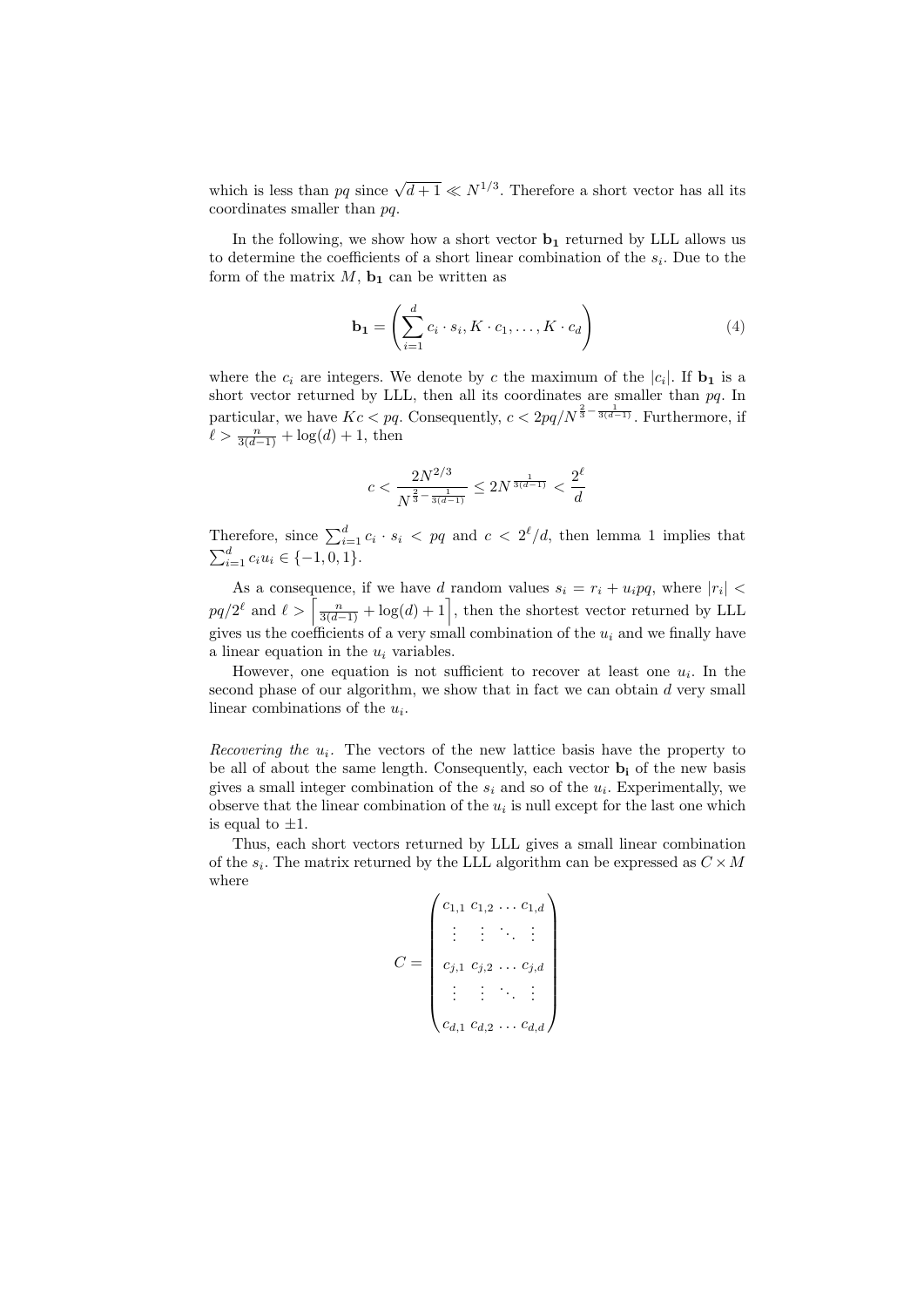which is less than $pq$ since $\sqrt{d+1} \ll N^{1/3}$. Therefore a short vector has all its coordinates smaller than $pq$.

In the following, we show how a short vector $\mathbf{b_1}$ returned by LLL allows us to determine the coefficients of a short linear combination of the $s_i$. Due to the form of the matrix $M$, $\mathbf{b_1}$ can be written as

$$\mathbf{b_1} = \left( \sum_{i=1}^{d} c_i \cdot s_i, K \cdot c_1, \ldots, K \cdot c_d \right) \tag{4}$$

where the $c_i$ are integers. We denote by $c$ the maximum of the $|c_i|$. If $\mathbf{b_1}$ is a short vector returned by LLL, then all its coordinates are smaller than $pq$. In particular, we have $Kc < pq$. Consequently, $c < 2pq/N^{\frac{2}{3}-\frac{1}{3(d-1)}}$. Furthermore, if $\ell > \frac{n}{3(d-1)} + \log(d) + 1$, then

$$c < \frac{2N^{2/3}}{N^{\frac{2}{3}-\frac{1}{3(d-1)}}} \leq 2N^{\frac{1}{3(d-1)}} < \frac{2^\ell}{d}$$

Therefore, since $\sum_{i=1}^{d} c_i \cdot s_i < pq$ and $c < 2^\ell/d$, then lemma 1 implies that $\sum_{i=1}^{d} c_i u_i \in \{-1, 0, 1\}$.

As a consequence, if we have $d$ random values $s_i = r_i + u_i pq$, where $|r_i| < pq/2^\ell$ and $\ell > \left\lceil \frac{n}{3(d-1)} + \log(d) + 1 \right\rceil$, then the shortest vector returned by LLL gives us the coefficients of a very small combination of the $u_i$ and we finally have a linear equation in the $u_i$ variables.

However, one equation is not sufficient to recover at least one $u_i$. In the second phase of our algorithm, we show that in fact we can obtain $d$ very small linear combinations of the $u_i$.

*Recovering the $u_i$.* The vectors of the new lattice basis have the property to be all of about the same length. Consequently, each vector $\mathbf{b_i}$ of the new basis gives a small integer combination of the $s_i$ and so of the $u_i$. Experimentally, we observe that the linear combination of the $u_i$ is null except for the last one which is equal to $\pm 1$.

Thus, each short vectors returned by LLL gives a small linear combination of the $s_i$. The matrix returned by the LLL algorithm can be expressed as $C \times M$ where

$$C = \begin{pmatrix} c_{1,1} & c_{1,2} & \ldots & c_{1,d} \\ \vdots & \vdots & \ddots & \vdots \\ c_{j,1} & c_{j,2} & \ldots & c_{j,d} \\ \vdots & \vdots & \ddots & \vdots \\ c_{d,1} & c_{d,2} & \ldots & c_{d,d} \end{pmatrix}$$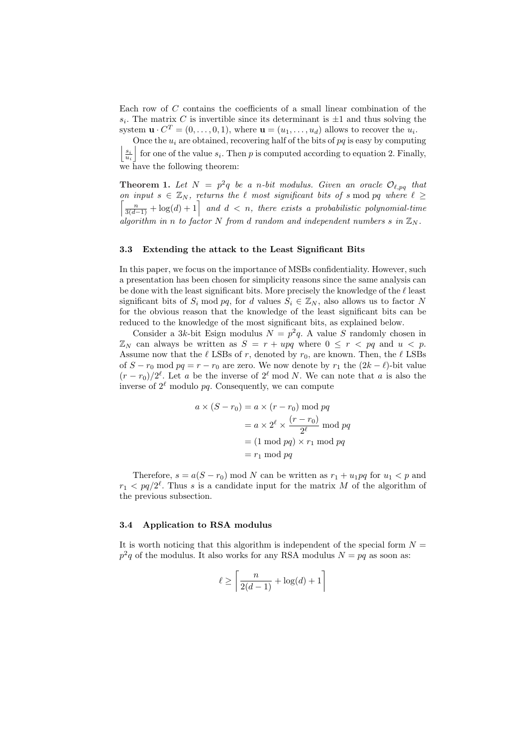Each row of $C$ contains the coefficients of a small linear combination of the $s_i$. The matrix $C$ is invertible since its determinant is $\pm 1$ and thus solving the system $\mathbf{u} \cdot C^T = (0, \ldots, 0, 1)$, where $\mathbf{u} = (u_1, \ldots, u_d)$ allows to recover the $u_i$.

Once the $u_i$ are obtained, recovering half of the bits of $pq$ is easy by computing $\left\lfloor \frac{s_i}{u_i} \right\rfloor$ for one of the value $s_i$. Then $p$ is computed according to equation 2. Finally, we have the following theorem:

**Theorem 1.** *Let $N = p^2 q$ be a $n$-bit modulus. Given an oracle $\mathcal{O}_{\ell,pq}$ that on input $s \in \mathbb{Z}_N$, returns the $\ell$ most significant bits of $s \bmod pq$ where $\ell \geq \left\lceil \frac{n}{3(d-1)} + \log(d) + 1 \right\rceil$ and $d < n$, there exists a probabilistic polynomial-time algorithm in $n$ to factor $N$ from $d$ random and independent numbers $s$ in $\mathbb{Z}_N$.*

### 3.3 Extending the attack to the Least Significant Bits

In this paper, we focus on the importance of MSBs confidentiality. However, such a presentation has been chosen for simplicity reasons since the same analysis can be done with the least significant bits. More precisely the knowledge of the $\ell$ least significant bits of $S_i \bmod pq$, for $d$ values $S_i \in \mathbb{Z}_N$, also allows us to factor $N$ for the obvious reason that the knowledge of the least significant bits can be reduced to the knowledge of the most significant bits, as explained below.

Consider a $3k$-bit Esign modulus $N = p^2 q$. A value $S$ randomly chosen in $\mathbb{Z}_N$ can always be written as $S = r + upq$ where $0 \leq r < pq$ and $u < p$. Assume now that the $\ell$ LSBs of $r$, denoted by $r_0$, are known. Then, the $\ell$ LSBs of $S - r_0 \bmod pq = r - r_0$ are zero. We now denote by $r_1$ the $(2k - \ell)$-bit value $(r - r_0)/2^\ell$. Let $a$ be the inverse of $2^\ell \bmod N$. We can note that $a$ is also the inverse of $2^\ell$ modulo $pq$. Consequently, we can compute

$$
\begin{aligned}
a \times (S - r_0) &= a \times (r - r_0) \bmod pq \\
&= a \times 2^\ell \times \frac{(r - r_0)}{2^\ell} \bmod pq \\
&= (1 \bmod pq) \times r_1 \bmod pq \\
&= r_1 \bmod pq
\end{aligned}
$$

Therefore, $s = a(S - r_0) \bmod N$ can be written as $r_1 + u_1 pq$ for $u_1 < p$ and $r_1 < pq/2^\ell$. Thus $s$ is a candidate input for the matrix $M$ of the algorithm of the previous subsection.

### 3.4 Application to RSA modulus

It is worth noticing that this algorithm is independent of the special form $N = p^2 q$ of the modulus. It also works for any RSA modulus $N = pq$ as soon as:

$$
\ell \geq \left\lceil \frac{n}{2(d-1)} + \log(d) + 1 \right\rceil
$$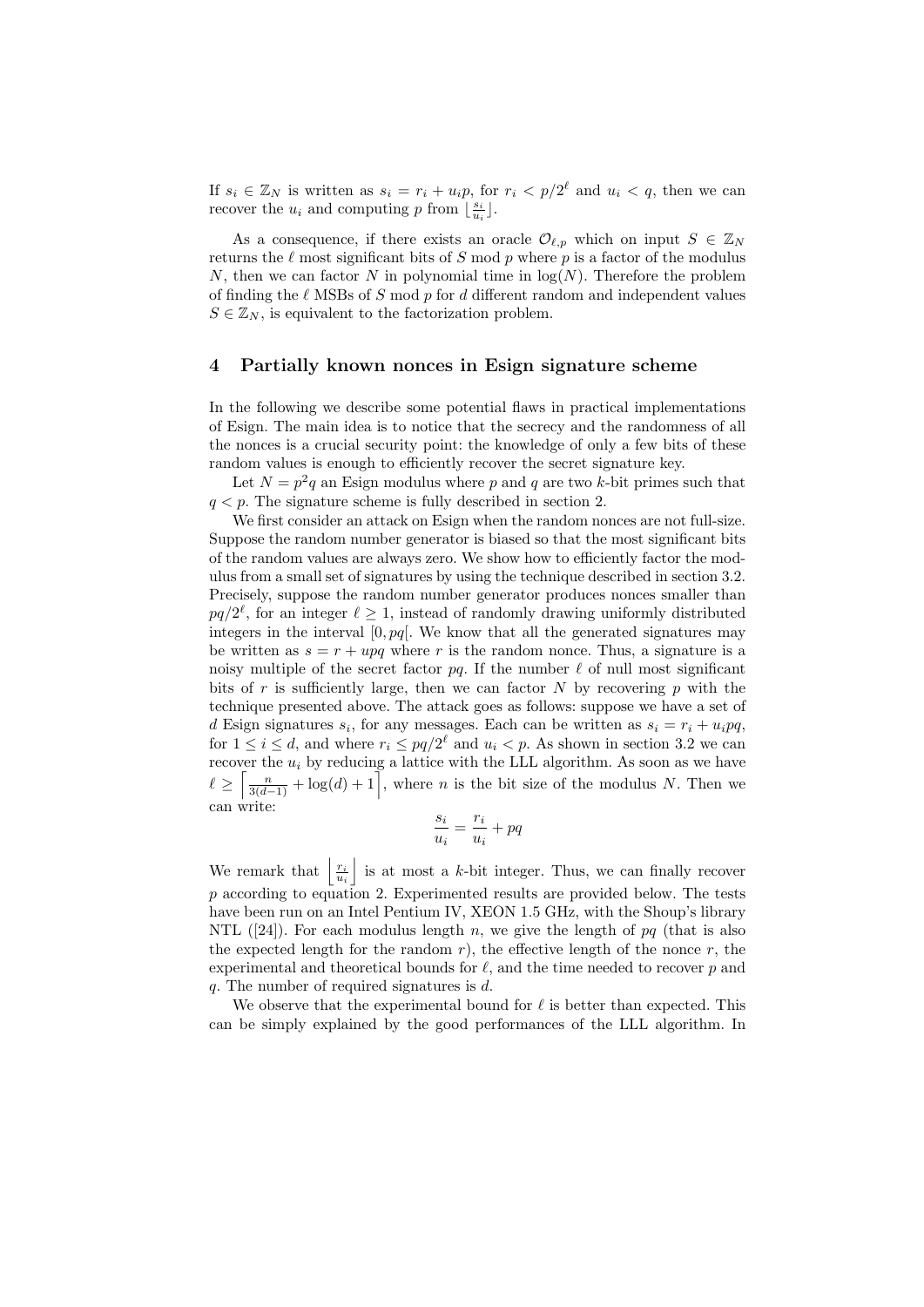If $s_i \in \mathbb{Z}_N$ is written as $s_i = r_i + u_i p$, for $r_i < p/2^\ell$ and $u_i < q$, then we can recover the $u_i$ and computing $p$ from $\lfloor \frac{s_i}{u_i} \rfloor$.

As a consequence, if there exists an oracle $\mathcal{O}_{\ell,p}$ which on input $S \in \mathbb{Z}_N$ returns the $\ell$ most significant bits of $S \bmod p$ where $p$ is a factor of the modulus $N$, then we can factor $N$ in polynomial time in $\log(N)$. Therefore the problem of finding the $\ell$ MSBs of $S \bmod p$ for $d$ different random and independent values $S \in \mathbb{Z}_N$, is equivalent to the factorization problem.

## 4 Partially known nonces in Esign signature scheme

In the following we describe some potential flaws in practical implementations of Esign. The main idea is to notice that the secrecy and the randomness of all the nonces is a crucial security point: the knowledge of only a few bits of these random values is enough to efficiently recover the secret signature key.

Let $N = p^2 q$ an Esign modulus where $p$ and $q$ are two $k$-bit primes such that $q < p$. The signature scheme is fully described in section 2.

We first consider an attack on Esign when the random nonces are not full-size. Suppose the random number generator is biased so that the most significant bits of the random values are always zero. We show how to efficiently factor the modulus from a small set of signatures by using the technique described in section 3.2. Precisely, suppose the random number generator produces nonces smaller than $pq/2^\ell$, for an integer $\ell \geq 1$, instead of randomly drawing uniformly distributed integers in the interval $[0, pq[$. We know that all the generated signatures may be written as $s = r + upq$ where $r$ is the random nonce. Thus, a signature is a noisy multiple of the secret factor $pq$. If the number $\ell$ of null most significant bits of $r$ is sufficiently large, then we can factor $N$ by recovering $p$ with the technique presented above. The attack goes as follows: suppose we have a set of $d$ Esign signatures $s_i$, for any messages. Each can be written as $s_i = r_i + u_i pq$, for $1 \leq i \leq d$, and where $r_i \leq pq/2^\ell$ and $u_i < p$. As shown in section 3.2 we can recover the $u_i$ by reducing a lattice with the LLL algorithm. As soon as we have $\ell \geq \left\lceil \frac{n}{3(d-1)} + \log(d) + 1 \right\rceil$, where $n$ is the bit size of the modulus $N$. Then we can write:

$$\frac{s_i}{u_i} = \frac{r_i}{u_i} + pq$$

We remark that $\left\lfloor \frac{r_i}{u_i} \right\rfloor$ is at most a $k$-bit integer. Thus, we can finally recover $p$ according to equation 2. Experimented results are provided below. The tests have been run on an Intel Pentium IV, XEON 1.5 GHz, with the Shoup's library NTL ([24]). For each modulus length $n$, we give the length of $pq$ (that is also the expected length for the random $r$), the effective length of the nonce $r$, the experimental and theoretical bounds for $\ell$, and the time needed to recover $p$ and $q$. The number of required signatures is $d$.

We observe that the experimental bound for $\ell$ is better than expected. This can be simply explained by the good performances of the LLL algorithm. In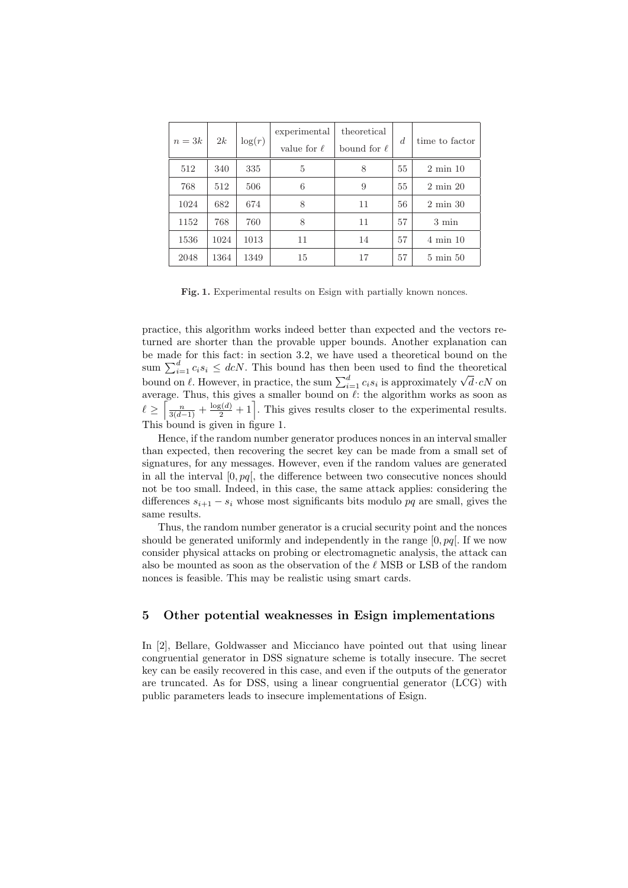| $n = 3k$ | $2k$ | $\log(r)$ | experimental value for $\ell$ | theoretical bound for $\ell$ | $d$ | time to factor |
|---|---|---|---|---|---|---|
| 512 | 340 | 335 | 5 | 8 | 55 | 2 min 10 |
| 768 | 512 | 506 | 6 | 9 | 55 | 2 min 20 |
| 1024 | 682 | 674 | 8 | 11 | 56 | 2 min 30 |
| 1152 | 768 | 760 | 8 | 11 | 57 | 3 min |
| 1536 | 1024 | 1013 | 11 | 14 | 57 | 4 min 10 |
| 2048 | 1364 | 1349 | 15 | 17 | 57 | 5 min 50 |

**Fig. 1.** Experimental results on Esign with partially known nonces.

practice, this algorithm works indeed better than expected and the vectors returned are shorter than the provable upper bounds. Another explanation can be made for this fact: in section 3.2, we have used a theoretical bound on the sum $\sum_{i=1}^{d} c_i s_i \leq dcN$. This bound has then been used to find the theoretical bound on $\ell$. However, in practice, the sum $\sum_{i=1}^{d} c_i s_i$ is approximately $\sqrt{d} \cdot cN$ on average. Thus, this gives a smaller bound on $\ell$: the algorithm works as soon as $\ell \geq \left\lceil \frac{n}{3(d-1)} + \frac{\log(d)}{2} + 1 \right\rceil$. This gives results closer to the experimental results. This bound is given in figure 1.

Hence, if the random number generator produces nonces in an interval smaller than expected, then recovering the secret key can be made from a small set of signatures, for any messages. However, even if the random values are generated in all the interval $[0, pq[$, the difference between two consecutive nonces should not be too small. Indeed, in this case, the same attack applies: considering the differences $s_{i+1} - s_i$ whose most significants bits modulo $pq$ are small, gives the same results.

Thus, the random number generator is a crucial security point and the nonces should be generated uniformly and independently in the range $[0, pq[$. If we now consider physical attacks on probing or electromagnetic analysis, the attack can also be mounted as soon as the observation of the $\ell$ MSB or LSB of the random nonces is feasible. This may be realistic using smart cards.

## 5 Other potential weaknesses in Esign implementations

In [2], Bellare, Goldwasser and Miccianco have pointed out that using linear congruential generator in DSS signature scheme is totally insecure. The secret key can be easily recovered in this case, and even if the outputs of the generator are truncated. As for DSS, using a linear congruential generator (LCG) with public parameters leads to insecure implementations of Esign.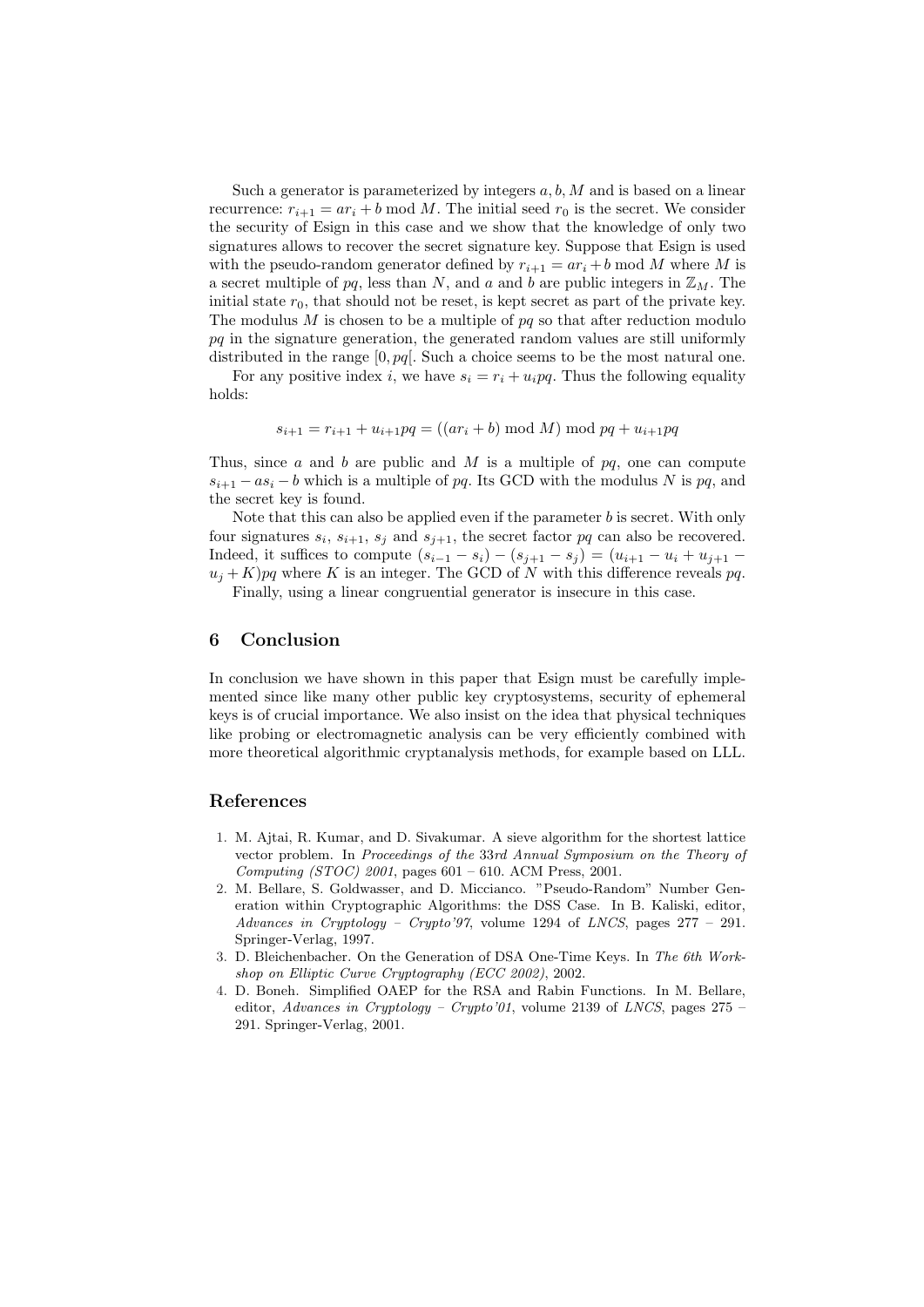Such a generator is parameterized by integers $a, b, M$ and is based on a linear recurrence: $r_{i+1} = ar_i + b \bmod M$. The initial seed $r_0$ is the secret. We consider the security of Esign in this case and we show that the knowledge of only two signatures allows to recover the secret signature key. Suppose that Esign is used with the pseudo-random generator defined by $r_{i+1} = ar_i + b \bmod M$ where $M$ is a secret multiple of $pq$, less than $N$, and $a$ and $b$ are public integers in $\mathbb{Z}_M$. The initial state $r_0$, that should not be reset, is kept secret as part of the private key. The modulus $M$ is chosen to be a multiple of $pq$ so that after reduction modulo $pq$ in the signature generation, the generated random values are still uniformly distributed in the range $[0, pq[$. Such a choice seems to be the most natural one.

For any positive index $i$, we have $s_i = r_i + u_i pq$. Thus the following equality holds:

$$s_{i+1} = r_{i+1} + u_{i+1}pq = ((ar_i + b) \bmod M) \bmod pq + u_{i+1}pq$$

Thus, since $a$ and $b$ are public and $M$ is a multiple of $pq$, one can compute $s_{i+1} - as_i - b$ which is a multiple of $pq$. Its GCD with the modulus $N$ is $pq$, and the secret key is found.

Note that this can also be applied even if the parameter $b$ is secret. With only four signatures $s_i$, $s_{i+1}$, $s_j$ and $s_{j+1}$, the secret factor $pq$ can also be recovered. Indeed, it suffices to compute $(s_{i-1} - s_i) - (s_{j+1} - s_j) = (u_{i+1} - u_i + u_{j+1} - u_j + K)pq$ where $K$ is an integer. The GCD of $N$ with this difference reveals $pq$.

Finally, using a linear congruential generator is insecure in this case.

## 6 Conclusion

In conclusion we have shown in this paper that Esign must be carefully implemented since like many other public key cryptosystems, security of ephemeral keys is of crucial importance. We also insist on the idea that physical techniques like probing or electromagnetic analysis can be very efficiently combined with more theoretical algorithmic cryptanalysis methods, for example based on LLL.

## References

1. M. Ajtai, R. Kumar, and D. Sivakumar. A sieve algorithm for the shortest lattice vector problem. In *Proceedings of the 33rd Annual Symposium on the Theory of Computing (STOC) 2001*, pages 601 – 610. ACM Press, 2001.
2. M. Bellare, S. Goldwasser, and D. Miccianco. "Pseudo-Random" Number Generation within Cryptographic Algorithms: the DSS Case. In B. Kaliski, editor, *Advances in Cryptology – Crypto'97*, volume 1294 of *LNCS*, pages 277 – 291. Springer-Verlag, 1997.
3. D. Bleichenbacher. On the Generation of DSA One-Time Keys. In *The 6th Workshop on Elliptic Curve Cryptography (ECC 2002)*, 2002.
4. D. Boneh. Simplified OAEP for the RSA and Rabin Functions. In M. Bellare, editor, *Advances in Cryptology – Crypto'01*, volume 2139 of *LNCS*, pages 275 – 291. Springer-Verlag, 2001.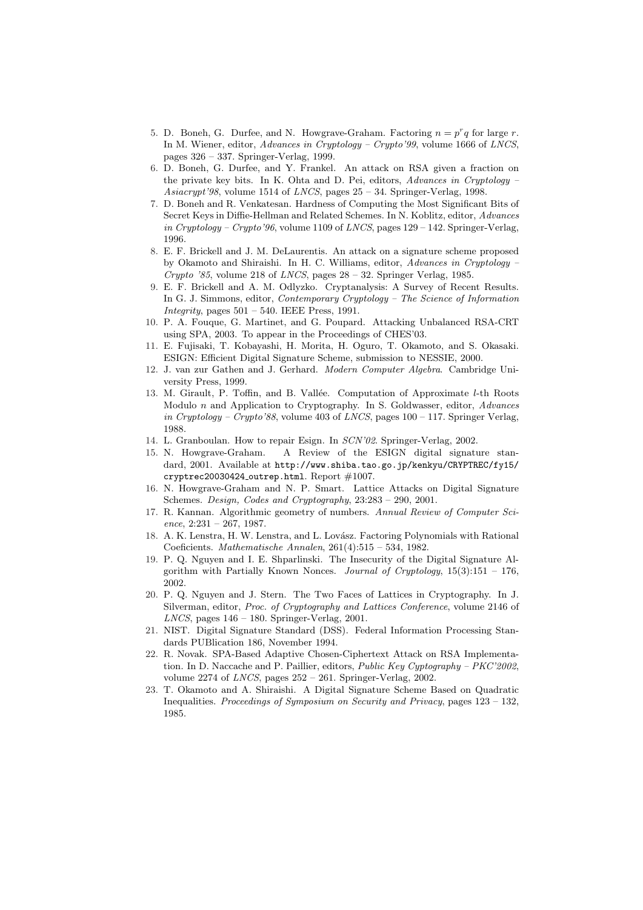5. D. Boneh, G. Durfee, and N. Howgrave-Graham. Factoring $n = p^r q$ for large $r$. In M. Wiener, editor, *Advances in Cryptology – Crypto'99*, volume 1666 of *LNCS*, pages 326 – 337. Springer-Verlag, 1999.
6. D. Boneh, G. Durfee, and Y. Frankel. An attack on RSA given a fraction on the private key bits. In K. Ohta and D. Pei, editors, *Advances in Cryptology – Asiacrypt'98*, volume 1514 of *LNCS*, pages 25 – 34. Springer-Verlag, 1998.
7. D. Boneh and R. Venkatesan. Hardness of Computing the Most Significant Bits of Secret Keys in Diffie-Hellman and Related Schemes. In N. Koblitz, editor, *Advances in Cryptology – Crypto'96*, volume 1109 of *LNCS*, pages 129 – 142. Springer-Verlag, 1996.
8. E. F. Brickell and J. M. DeLaurentis. An attack on a signature scheme proposed by Okamoto and Shiraishi. In H. C. Williams, editor, *Advances in Cryptology – Crypto '85*, volume 218 of *LNCS*, pages 28 – 32. Springer Verlag, 1985.
9. E. F. Brickell and A. M. Odlyzko. Cryptanalysis: A Survey of Recent Results. In G. J. Simmons, editor, *Contemporary Cryptology – The Science of Information Integrity*, pages 501 – 540. IEEE Press, 1991.
10. P. A. Fouque, G. Martinet, and G. Poupard. Attacking Unbalanced RSA-CRT using SPA, 2003. To appear in the Proceedings of CHES'03.
11. E. Fujisaki, T. Kobayashi, H. Morita, H. Oguro, T. Okamoto, and S. Okasaki. ESIGN: Efficient Digital Signature Scheme, submission to NESSIE, 2000.
12. J. van zur Gathen and J. Gerhard. *Modern Computer Algebra*. Cambridge University Press, 1999.
13. M. Girault, P. Toffin, and B. Vallée. Computation of Approximate $l$-th Roots Modulo $n$ and Application to Cryptography. In S. Goldwasser, editor, *Advances in Cryptology – Crypto'88*, volume 403 of *LNCS*, pages 100 – 117. Springer Verlag, 1988.
14. L. Granboulan. How to repair Esign. In *SCN'02*. Springer-Verlag, 2002.
15. N. Howgrave-Graham. A Review of the ESIGN digital signature standard, 2001. Available at `http://www.shiba.tao.go.jp/kenkyu/CRYPTREC/fy15/cryptrec20030424_outrep.html`. Report #1007.
16. N. Howgrave-Graham and N. P. Smart. Lattice Attacks on Digital Signature Schemes. *Design, Codes and Cryptography*, 23:283 – 290, 2001.
17. R. Kannan. Algorithmic geometry of numbers. *Annual Review of Computer Science*, 2:231 – 267, 1987.
18. A. K. Lenstra, H. W. Lenstra, and L. Lovász. Factoring Polynomials with Rational Coeficients. *Mathematische Annalen*, 261(4):515 – 534, 1982.
19. P. Q. Nguyen and I. E. Shparlinski. The Insecurity of the Digital Signature Algorithm with Partially Known Nonces. *Journal of Cryptology*, 15(3):151 – 176, 2002.
20. P. Q. Nguyen and J. Stern. The Two Faces of Lattices in Cryptography. In J. Silverman, editor, *Proc. of Cryptography and Lattices Conference*, volume 2146 of *LNCS*, pages 146 – 180. Springer-Verlag, 2001.
21. NIST. Digital Signature Standard (DSS). Federal Information Processing Standards PUBlication 186, November 1994.
22. R. Novak. SPA-Based Adaptive Chosen-Ciphertext Attack on RSA Implementation. In D. Naccache and P. Paillier, editors, *Public Key Cyptography – PKC'2002*, volume 2274 of *LNCS*, pages 252 – 261. Springer-Verlag, 2002.
23. T. Okamoto and A. Shiraishi. A Digital Signature Scheme Based on Quadratic Inequalities. *Proceedings of Symposium on Security and Privacy*, pages 123 – 132, 1985.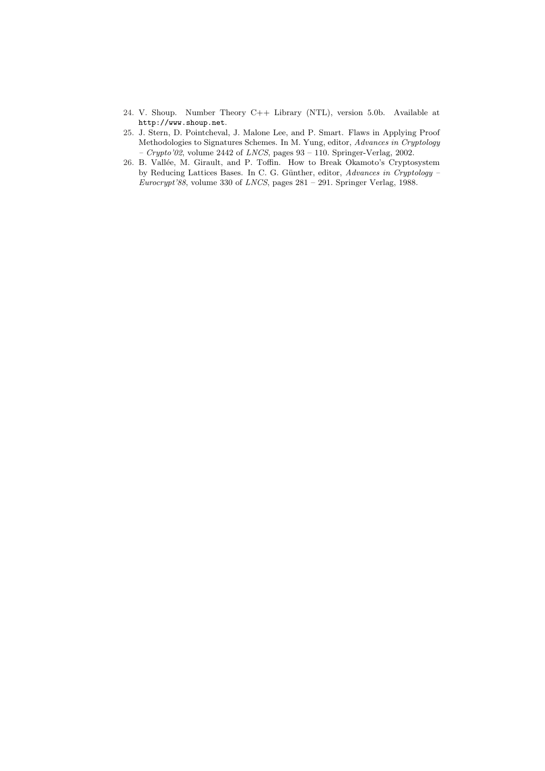24. V. Shoup. Number Theory C++ Library (NTL), version 5.0b. Available at http://www.shoup.net.
25. J. Stern, D. Pointcheval, J. Malone Lee, and P. Smart. Flaws in Applying Proof Methodologies to Signatures Schemes. In M. Yung, editor, *Advances in Cryptology – Crypto'02*, volume 2442 of *LNCS*, pages 93 – 110. Springer-Verlag, 2002.
26. B. Vallée, M. Girault, and P. Toffin. How to Break Okamoto's Cryptosystem by Reducing Lattices Bases. In C. G. Günther, editor, *Advances in Cryptology – Eurocrypt'88*, volume 330 of *LNCS*, pages 281 – 291. Springer Verlag, 1988.